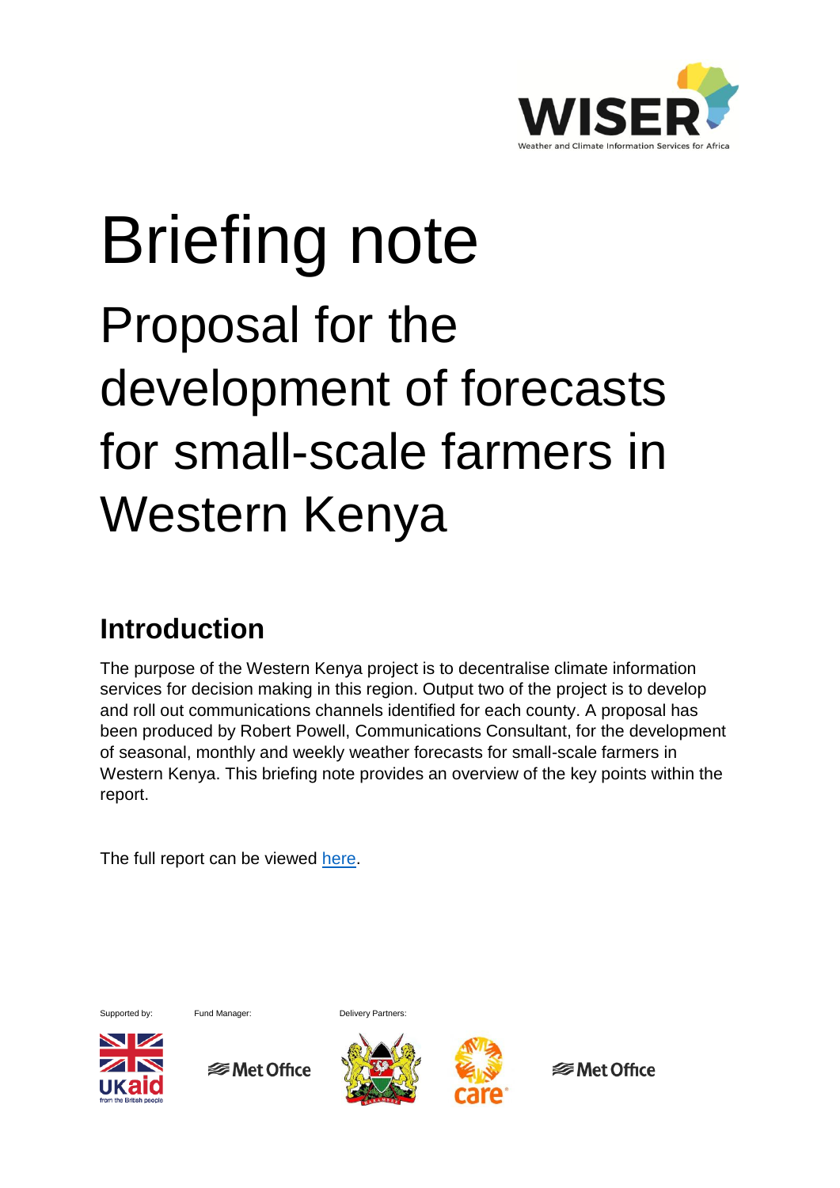# Briefing note

## Proposal for the development of forecasts for small-scale farmers in Western Kenya

## Introduction

The purpose of the Western Kenya project is to decentralise climate information services for decision making in this region. Output two of the project is to develop and roll out communications channels identified for each county. A proposal has been produced by Robert Powell, Communications Consultant, for the development of seasonal, monthly and weekly weather forecasts for small-scale farmers in Western Kenya. This briefing note provides an overview of the key points within the report.

The full report can be viewed here.

Supported by: Fund Manager: Delivery Partners: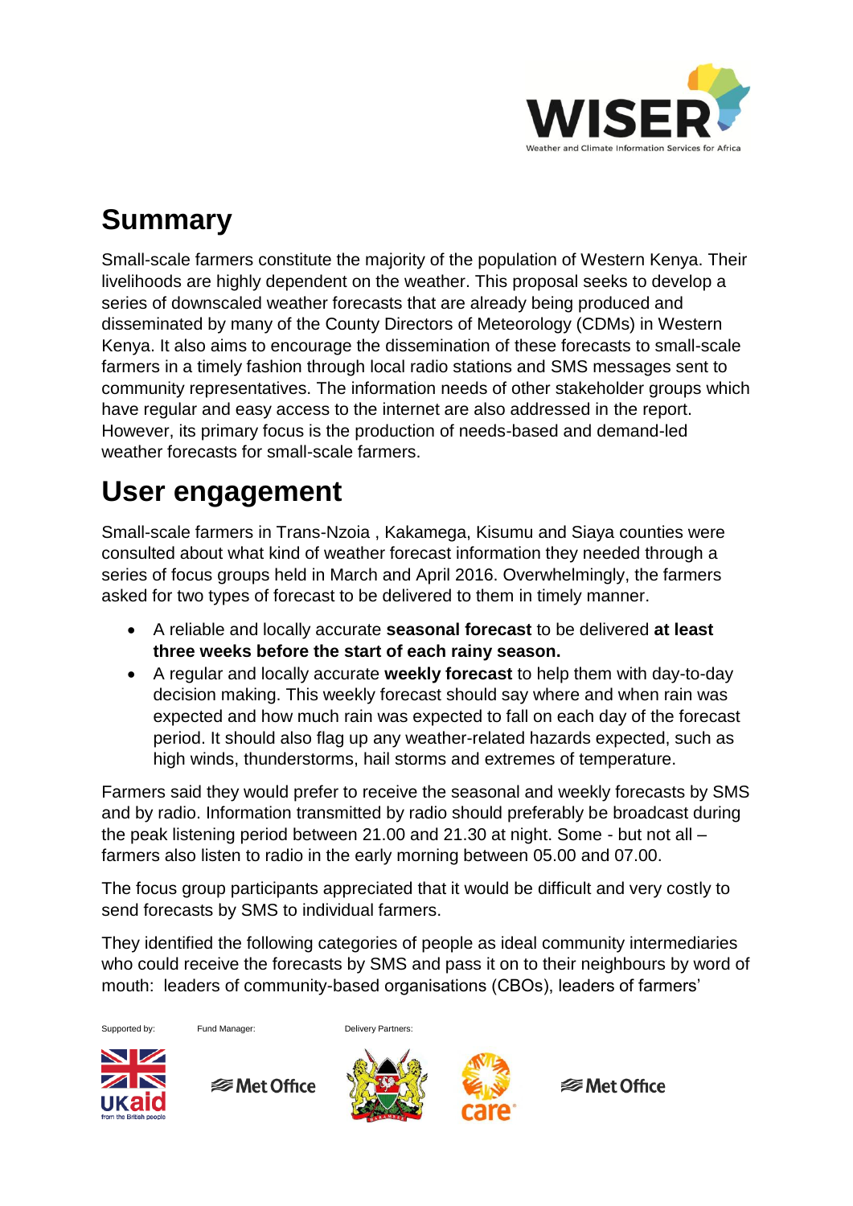## Summary

Small-scale farmers constitute the majority of the population of Western Kenya. Their livelihoods are highly dependent on the weather. This proposal seeks to develop a series of downscaled weather forecasts that are already being produced and disseminated by many of the County Directors of Meteorology (CDMs) in Western Kenya. It also aims to encourage the dissemination of these forecasts to small-scale farmers in a timely fashion through local radio stations and SMS messages sent to community representatives. The information needs of other stakeholder groups which have regular and easy access to the internet are also addressed in the report. However, its primary focus is the production of needs-based and demand-led weather forecasts for small-scale farmers.

## User engagement

Small-scale farmers in Trans-Nzoia , Kakamega, Kisumu and Siaya counties were consulted about what kind of weather forecast information they needed through a series of focus groups held in March and April 2016. Overwhelmingly, the farmers asked for two types of forecast to be delivered to them in timely manner.

- A reliable and locally accurate **seasonal forecast** to be delivered **at least three weeks before the start of each rainy season.**
- A regular and locally accurate **weekly forecast** to help them with day-to-day decision making. This weekly forecast should say where and when rain was expected and how much rain was expected to fall on each day of the forecast period. It should also flag up any weather-related hazards expected, such as high winds, thunderstorms, hail storms and extremes of temperature.

Farmers said they would prefer to receive the seasonal and weekly forecasts by SMS and by radio. Information transmitted by radio should preferably be broadcast during the peak listening period between 21.00 and 21.30 at night. Some - but not all – farmers also listen to radio in the early morning between 05.00 and 07.00.

The focus group participants appreciated that it would be difficult and very costly to send forecasts by SMS to individual farmers.

They identified the following categories of people as ideal community intermediaries who could receive the forecasts by SMS and pass it on to their neighbours by word of mouth: leaders of community-based organisations (CBOs), leaders of farmers'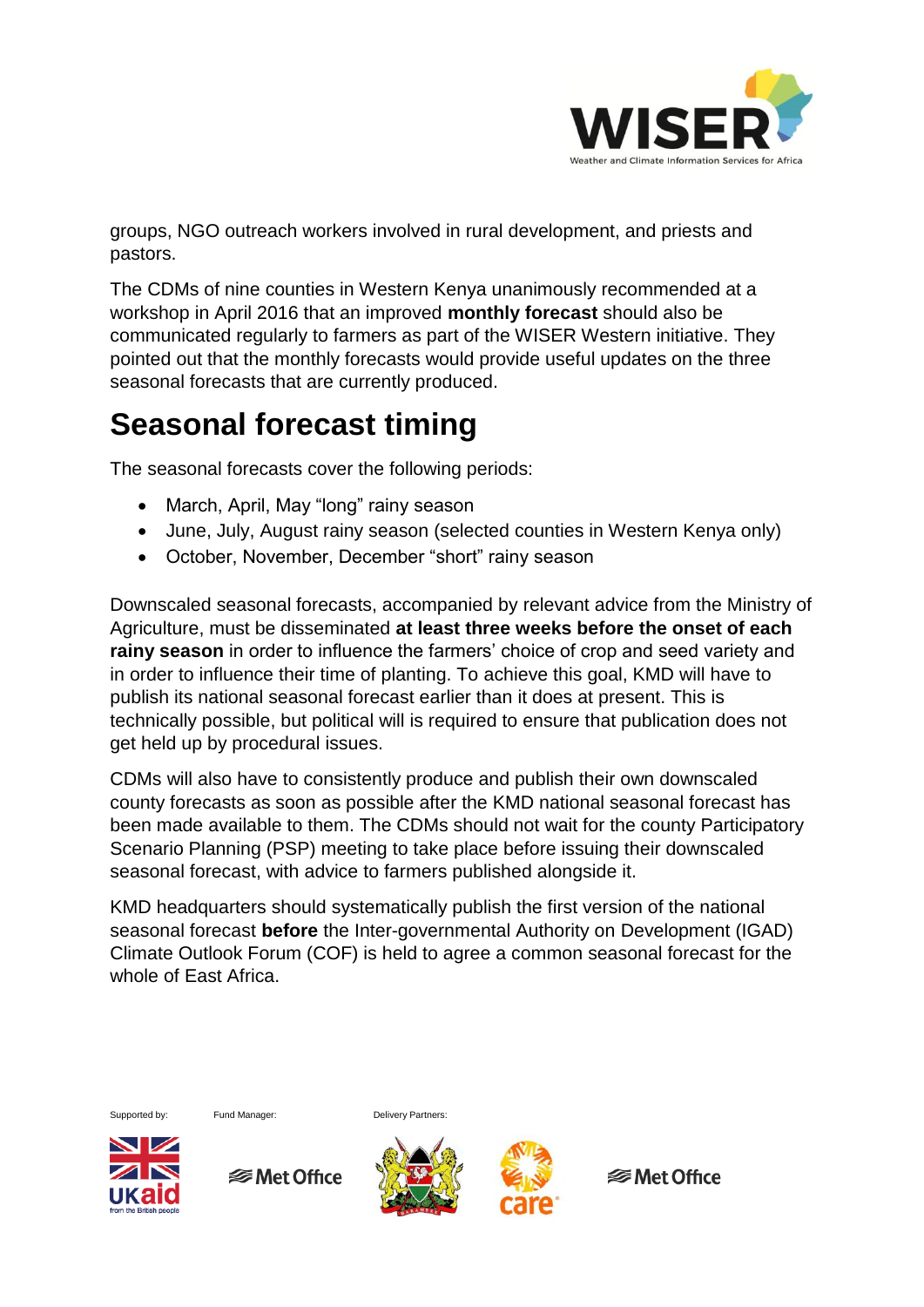groups, NGO outreach workers involved in rural development, and priests and pastors.

The CDMs of nine counties in Western Kenya unanimously recommended at a workshop in April 2016 that an improved **monthly forecast** should also be communicated regularly to farmers as part of the WISER Western initiative. They pointed out that the monthly forecasts would provide useful updates on the three seasonal forecasts that are currently produced.

# Seasonal forecast timing

The seasonal forecasts cover the following periods:

- March, April, May "long" rainy season
- June, July, August rainy season (selected counties in Western Kenya only)
- October, November, December "short" rainy season

Downscaled seasonal forecasts, accompanied by relevant advice from the Ministry of Agriculture, must be disseminated **at least three weeks before the onset of each rainy season** in order to influence the farmers' choice of crop and seed variety and in order to influence their time of planting. To achieve this goal, KMD will have to publish its national seasonal forecast earlier than it does at present. This is technically possible, but political will is required to ensure that publication does not get held up by procedural issues.

CDMs will also have to consistently produce and publish their own downscaled county forecasts as soon as possible after the KMD national seasonal forecast has been made available to them. The CDMs should not wait for the county Participatory Scenario Planning (PSP) meeting to take place before issuing their downscaled seasonal forecast, with advice to farmers published alongside it.

KMD headquarters should systematically publish the first version of the national seasonal forecast **before** the Inter-governmental Authority on Development (IGAD) Climate Outlook Forum (COF) is held to agree a common seasonal forecast for the whole of East Africa.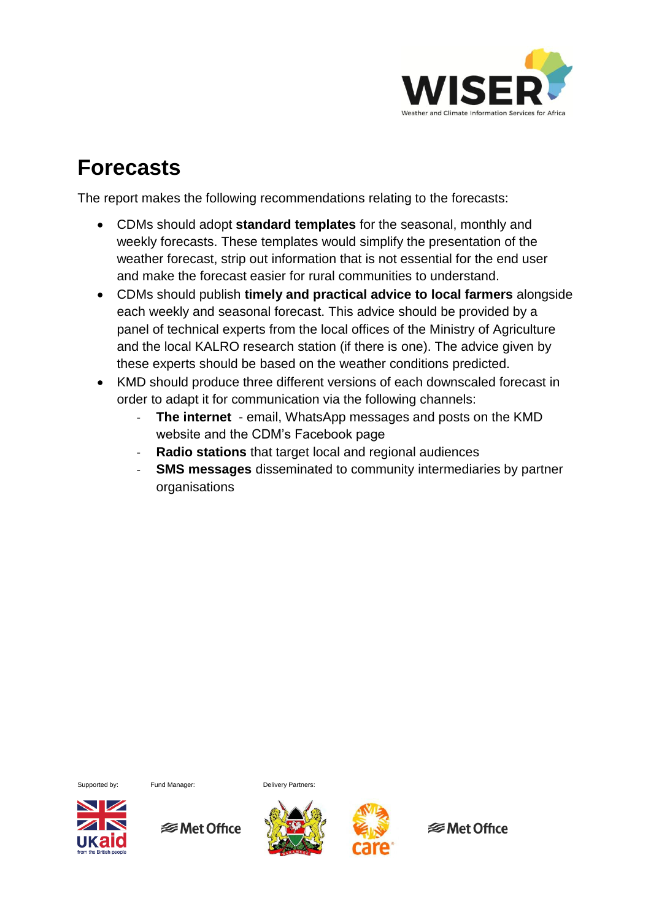# Forecasts

The report makes the following recommendations relating to the forecasts:

- CDMs should adopt **standard templates** for the seasonal, monthly and weekly forecasts. These templates would simplify the presentation of the weather forecast, strip out information that is not essential for the end user and make the forecast easier for rural communities to understand.
- CDMs should publish **timely and practical advice to local farmers** alongside each weekly and seasonal forecast. This advice should be provided by a panel of technical experts from the local offices of the Ministry of Agriculture and the local KALRO research station (if there is one). The advice given by these experts should be based on the weather conditions predicted.
- KMD should produce three different versions of each downscaled forecast in order to adapt it for communication via the following channels:
  - **The internet** - email, WhatsApp messages and posts on the KMD website and the CDM's Facebook page
  - **Radio stations** that target local and regional audiences
  - **SMS messages** disseminated to community intermediaries by partner organisations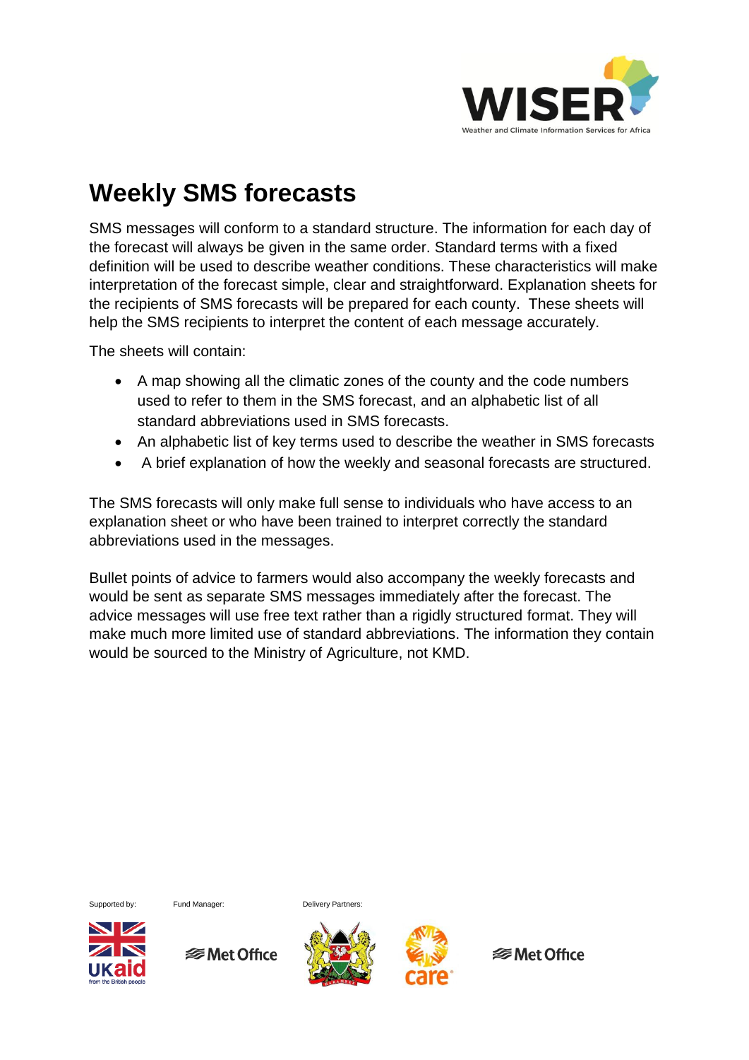# Weekly SMS forecasts

SMS messages will conform to a standard structure. The information for each day of the forecast will always be given in the same order. Standard terms with a fixed definition will be used to describe weather conditions. These characteristics will make interpretation of the forecast simple, clear and straightforward. Explanation sheets for the recipients of SMS forecasts will be prepared for each county. These sheets will help the SMS recipients to interpret the content of each message accurately.

The sheets will contain:

- A map showing all the climatic zones of the county and the code numbers used to refer to them in the SMS forecast, and an alphabetic list of all standard abbreviations used in SMS forecasts.
- An alphabetic list of key terms used to describe the weather in SMS forecasts
- A brief explanation of how the weekly and seasonal forecasts are structured.

The SMS forecasts will only make full sense to individuals who have access to an explanation sheet or who have been trained to interpret correctly the standard abbreviations used in the messages.

Bullet points of advice to farmers would also accompany the weekly forecasts and would be sent as separate SMS messages immediately after the forecast. The advice messages will use free text rather than a rigidly structured format. They will make much more limited use of standard abbreviations. The information they contain would be sourced to the Ministry of Agriculture, not KMD.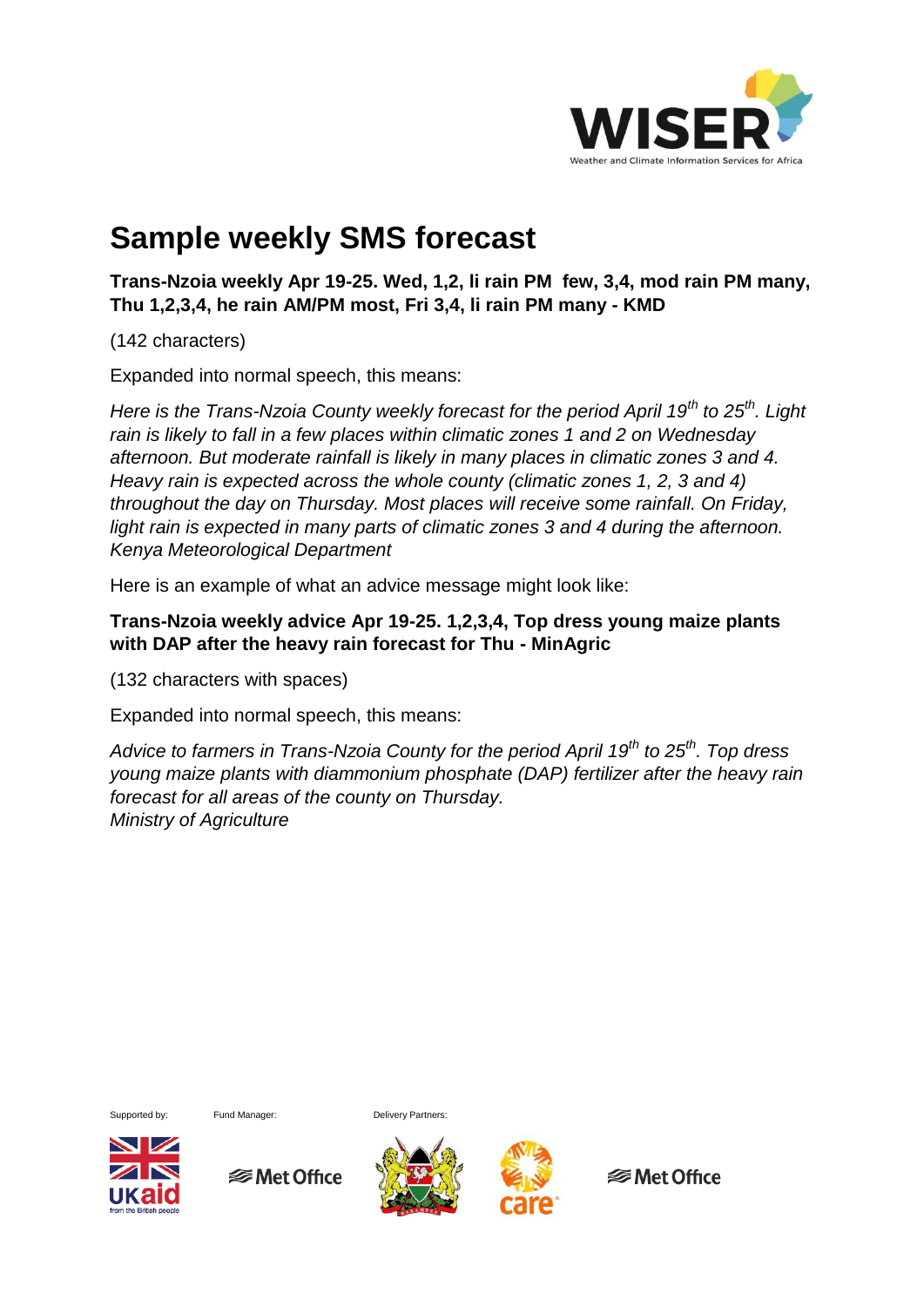# Sample weekly SMS forecast

**Trans-Nzoia weekly Apr 19-25. Wed, 1,2, li rain PM few, 3,4, mod rain PM many, Thu 1,2,3,4, he rain AM/PM most, Fri 3,4, li rain PM many - KMD**

(142 characters)

Expanded into normal speech, this means:

*Here is the Trans-Nzoia County weekly forecast for the period April 19th to 25th. Light rain is likely to fall in a few places within climatic zones 1 and 2 on Wednesday afternoon. But moderate rainfall is likely in many places in climatic zones 3 and 4. Heavy rain is expected across the whole county (climatic zones 1, 2, 3 and 4) throughout the day on Thursday. Most places will receive some rainfall. On Friday, light rain is expected in many parts of climatic zones 3 and 4 during the afternoon. Kenya Meteorological Department*

Here is an example of what an advice message might look like:

**Trans-Nzoia weekly advice Apr 19-25. 1,2,3,4, Top dress young maize plants with DAP after the heavy rain forecast for Thu - MinAgric**

(132 characters with spaces)

Expanded into normal speech, this means:

*Advice to farmers in Trans-Nzoia County for the period April 19th to 25th. Top dress young maize plants with diammonium phosphate (DAP) fertilizer after the heavy rain forecast for all areas of the county on Thursday.*
*Ministry of Agriculture*

Supported by: Fund Manager: Delivery Partners: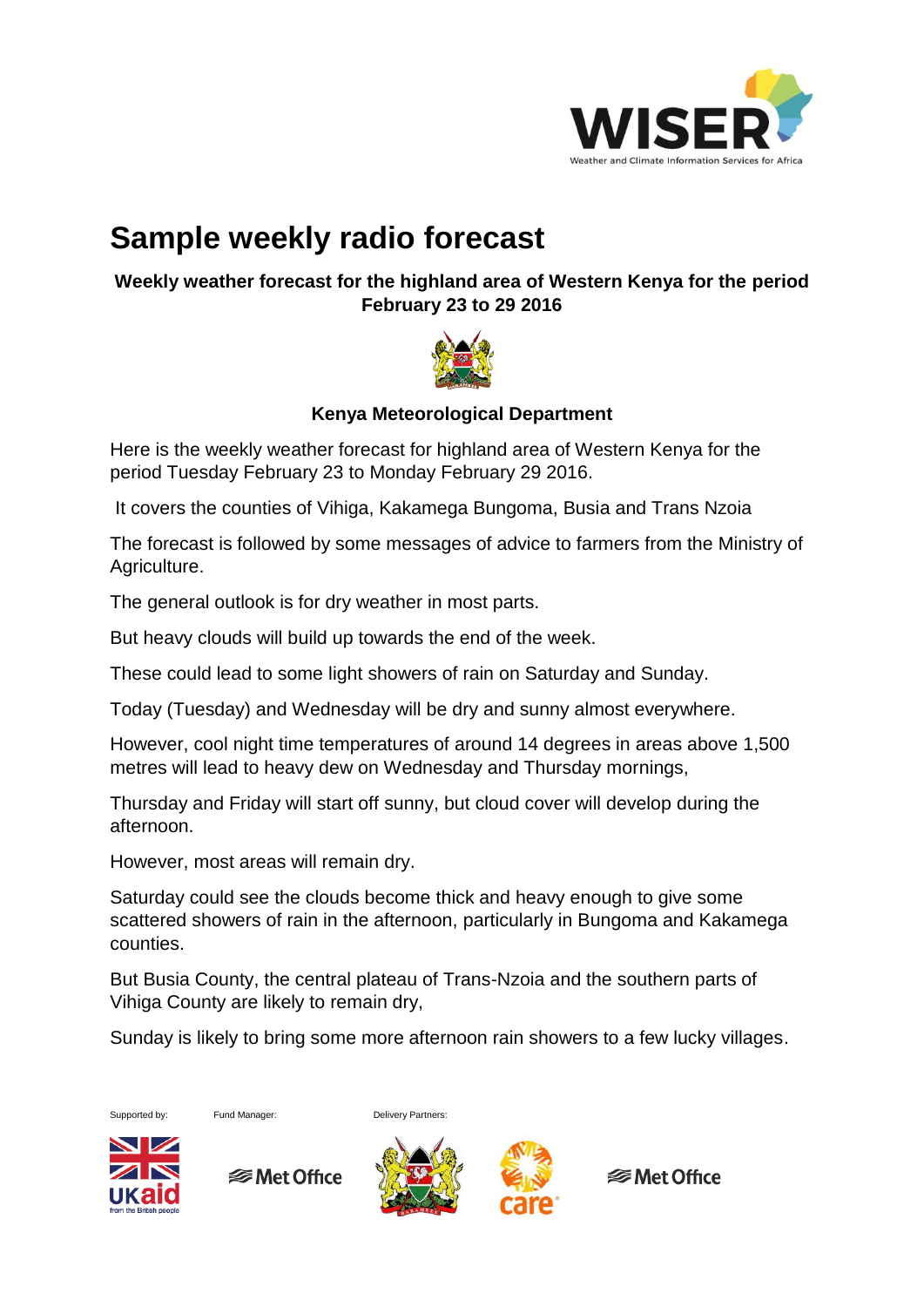# Sample weekly radio forecast

**Weekly weather forecast for the highland area of Western Kenya for the period February 23 to 29 2016**

**Kenya Meteorological Department**

Here is the weekly weather forecast for highland area of Western Kenya for the period Tuesday February 23 to Monday February 29 2016.

It covers the counties of Vihiga, Kakamega Bungoma, Busia and Trans Nzoia

The forecast is followed by some messages of advice to farmers from the Ministry of Agriculture.

The general outlook is for dry weather in most parts.

But heavy clouds will build up towards the end of the week.

These could lead to some light showers of rain on Saturday and Sunday.

Today (Tuesday) and Wednesday will be dry and sunny almost everywhere.

However, cool night time temperatures of around 14 degrees in areas above 1,500 metres will lead to heavy dew on Wednesday and Thursday mornings,

Thursday and Friday will start off sunny, but cloud cover will develop during the afternoon.

However, most areas will remain dry.

Saturday could see the clouds become thick and heavy enough to give some scattered showers of rain in the afternoon, particularly in Bungoma and Kakamega counties.

But Busia County, the central plateau of Trans-Nzoia and the southern parts of Vihiga County are likely to remain dry,

Sunday is likely to bring some more afternoon rain showers to a few lucky villages.

Supported by: Fund Manager: Delivery Partners: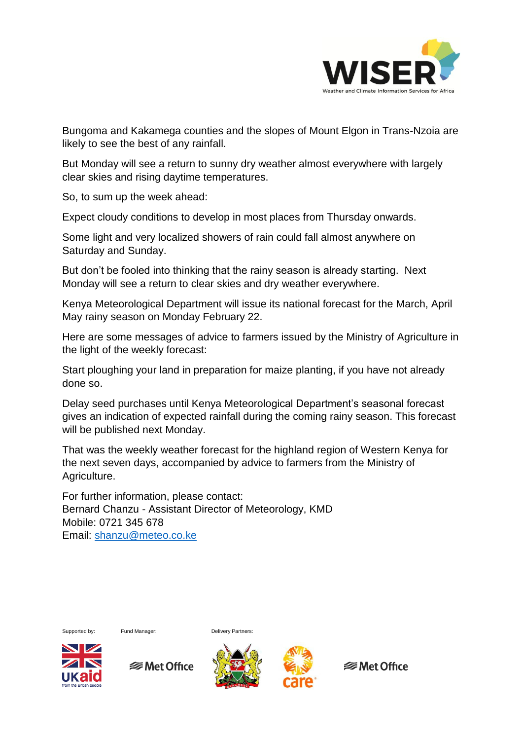Bungoma and Kakamega counties and the slopes of Mount Elgon in Trans-Nzoia are likely to see the best of any rainfall.

But Monday will see a return to sunny dry weather almost everywhere with largely clear skies and rising daytime temperatures.

So, to sum up the week ahead:

Expect cloudy conditions to develop in most places from Thursday onwards.

Some light and very localized showers of rain could fall almost anywhere on Saturday and Sunday.

But don't be fooled into thinking that the rainy season is already starting. Next Monday will see a return to clear skies and dry weather everywhere.

Kenya Meteorological Department will issue its national forecast for the March, April May rainy season on Monday February 22.

Here are some messages of advice to farmers issued by the Ministry of Agriculture in the light of the weekly forecast:

Start ploughing your land in preparation for maize planting, if you have not already done so.

Delay seed purchases until Kenya Meteorological Department's seasonal forecast gives an indication of expected rainfall during the coming rainy season. This forecast will be published next Monday.

That was the weekly weather forecast for the highland region of Western Kenya for the next seven days, accompanied by advice to farmers from the Ministry of Agriculture.

For further information, please contact:
Bernard Chanzu - Assistant Director of Meteorology, KMD
Mobile: 0721 345 678
Email: shanzu@meteo.co.ke

Supported by: Fund Manager: Delivery Partners: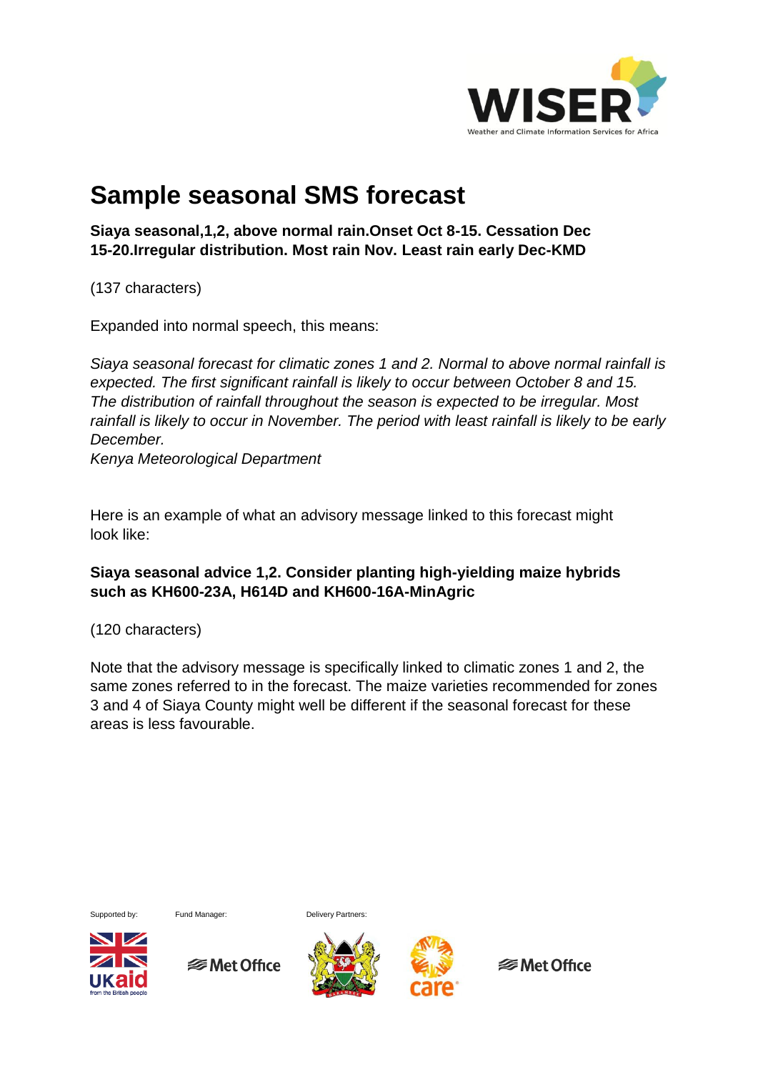# Sample seasonal SMS forecast

**Siaya seasonal,1,2, above normal rain.Onset Oct 8-15. Cessation Dec 15-20.Irregular distribution. Most rain Nov. Least rain early Dec-KMD**

(137 characters)

Expanded into normal speech, this means:

*Siaya seasonal forecast for climatic zones 1 and 2. Normal to above normal rainfall is expected. The first significant rainfall is likely to occur between October 8 and 15. The distribution of rainfall throughout the season is expected to be irregular. Most rainfall is likely to occur in November. The period with least rainfall is likely to be early December.*
*Kenya Meteorological Department*

Here is an example of what an advisory message linked to this forecast might look like:

**Siaya seasonal advice 1,2. Consider planting high-yielding maize hybrids such as KH600-23A, H614D and KH600-16A-MinAgric**

(120 characters)

Note that the advisory message is specifically linked to climatic zones 1 and 2, the same zones referred to in the forecast. The maize varieties recommended for zones 3 and 4 of Siaya County might well be different if the seasonal forecast for these areas is less favourable.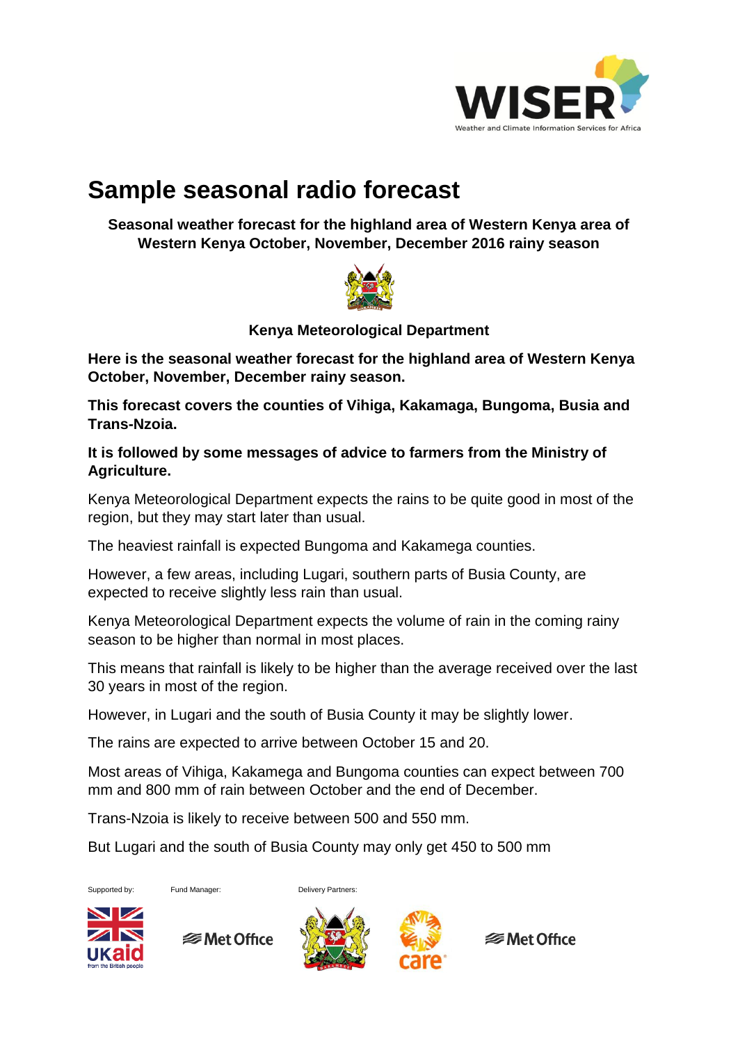# Sample seasonal radio forecast

**Seasonal weather forecast for the highland area of Western Kenya area of Western Kenya October, November, December 2016 rainy season**

**Kenya Meteorological Department**

**Here is the seasonal weather forecast for the highland area of Western Kenya October, November, December rainy season.**

**This forecast covers the counties of Vihiga, Kakamaga, Bungoma, Busia and Trans-Nzoia.**

**It is followed by some messages of advice to farmers from the Ministry of Agriculture.**

Kenya Meteorological Department expects the rains to be quite good in most of the region, but they may start later than usual.

The heaviest rainfall is expected Bungoma and Kakamega counties.

However, a few areas, including Lugari, southern parts of Busia County, are expected to receive slightly less rain than usual.

Kenya Meteorological Department expects the volume of rain in the coming rainy season to be higher than normal in most places.

This means that rainfall is likely to be higher than the average received over the last 30 years in most of the region.

However, in Lugari and the south of Busia County it may be slightly lower.

The rains are expected to arrive between October 15 and 20.

Most areas of Vihiga, Kakamega and Bungoma counties can expect between 700 mm and 800 mm of rain between October and the end of December.

Trans-Nzoia is likely to receive between 500 and 550 mm.

But Lugari and the south of Busia County may only get 450 to 500 mm

Supported by: Fund Manager: Delivery Partners: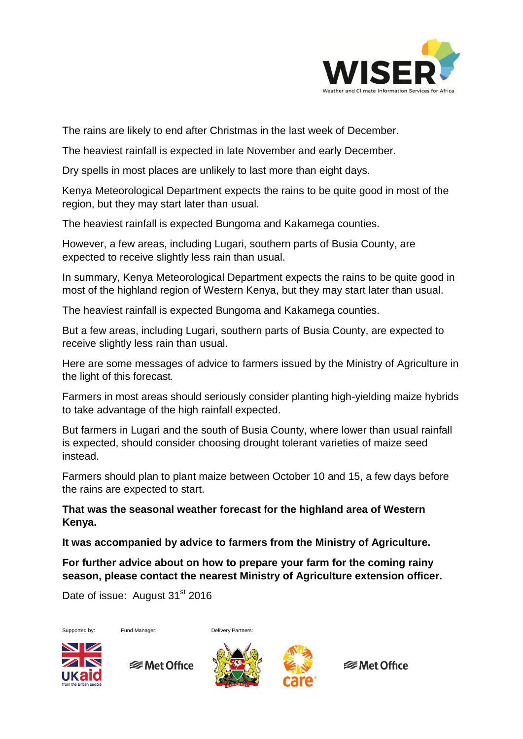The rains are likely to end after Christmas in the last week of December.

The heaviest rainfall is expected in late November and early December.

Dry spells in most places are unlikely to last more than eight days.

Kenya Meteorological Department expects the rains to be quite good in most of the region, but they may start later than usual.

The heaviest rainfall is expected Bungoma and Kakamega counties.

However, a few areas, including Lugari, southern parts of Busia County, are expected to receive slightly less rain than usual.

In summary, Kenya Meteorological Department expects the rains to be quite good in most of the highland region of Western Kenya, but they may start later than usual.

The heaviest rainfall is expected Bungoma and Kakamega counties.

But a few areas, including Lugari, southern parts of Busia County, are expected to receive slightly less rain than usual.

Here are some messages of advice to farmers issued by the Ministry of Agriculture in the light of this forecast.

Farmers in most areas should seriously consider planting high-yielding maize hybrids to take advantage of the high rainfall expected.

But farmers in Lugari and the south of Busia County, where lower than usual rainfall is expected, should consider choosing drought tolerant varieties of maize seed instead.

Farmers should plan to plant maize between October 10 and 15, a few days before the rains are expected to start.

**That was the seasonal weather forecast for the highland area of Western Kenya.**

**It was accompanied by advice to farmers from the Ministry of Agriculture.**

**For further advice about on how to prepare your farm for the coming rainy season, please contact the nearest Ministry of Agriculture extension officer.**

Date of issue: August 31st 2016

Supported by: Fund Manager: Delivery Partners: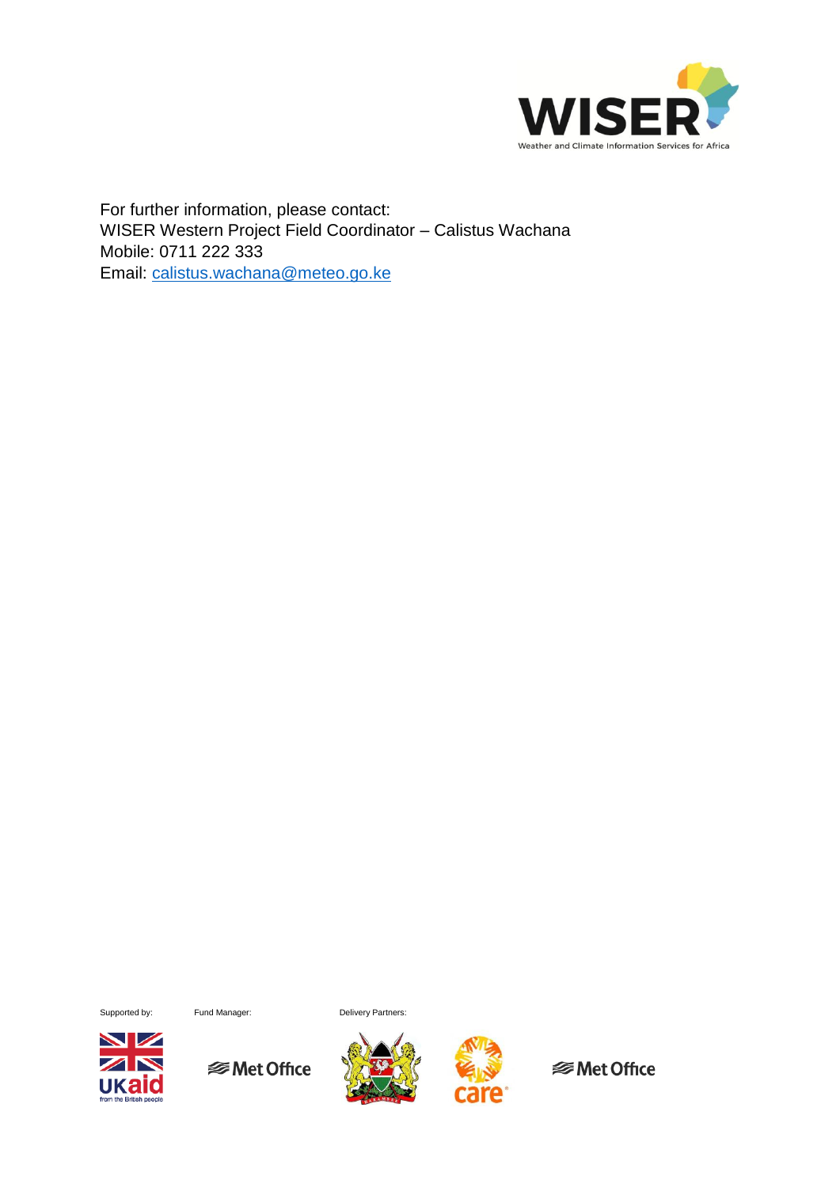For further information, please contact:
WISER Western Project Field Coordinator – Calistus Wachana
Mobile: 0711 222 333
Email: calistus.wachana@meteo.go.ke

Supported by: Fund Manager: Delivery Partners: